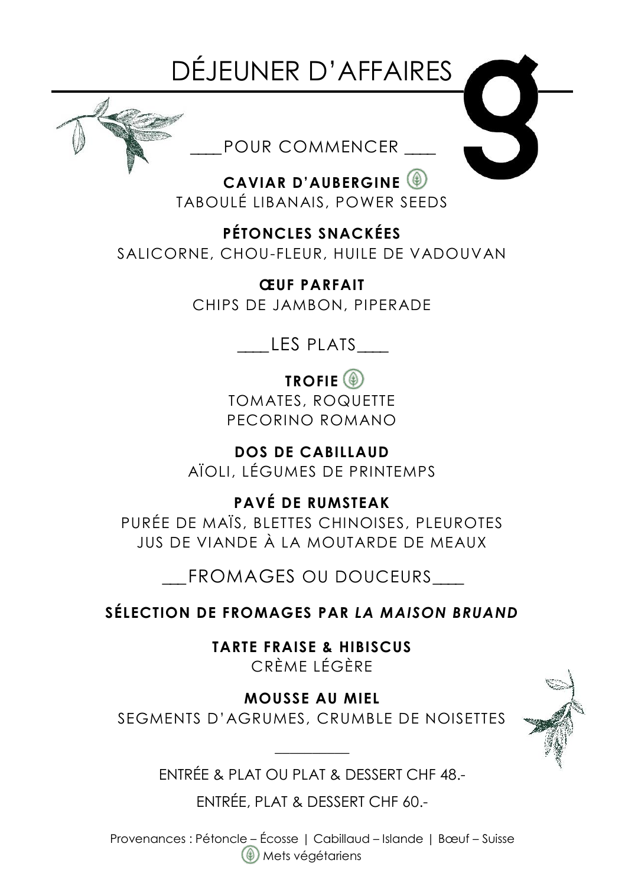# DÉJEUNER D'AFFAIRES

## POUR COMMENCER

**CAVIAR D'AUBERGINE** 🌿
TABOULÉ LIBANAIS, POWER SEEDS

**PÉTONCLES SNACKÉES**
SALICORNE, CHOU-FLEUR, HUILE DE VADOUVAN

**ŒUF PARFAIT**
CHIPS DE JAMBON, PIPERADE

## LES PLATS

**TROFIE** 🌿
TOMATES, ROQUETTE
PECORINO ROMANO

**DOS DE CABILLAUD**
AÏOLI, LÉGUMES DE PRINTEMPS

**PAVÉ DE RUMSTEAK**
PURÉE DE MAÏS, BLETTES CHINOISES, PLEUROTES
JUS DE VIANDE À LA MOUTARDE DE MEAUX

## FROMAGES OU DOUCEURS

**SÉLECTION DE FROMAGES PAR *LA MAISON BRUAND***

**TARTE FRAISE & HIBISCUS**
CRÈME LÉGÈRE

**MOUSSE AU MIEL**
SEGMENTS D'AGRUMES, CRUMBLE DE NOISETTES

---

ENTRÉE & PLAT OU PLAT & DESSERT CHF 48.-

ENTRÉE, PLAT & DESSERT CHF 60.-

Provenances : Pétoncle – Écosse | Cabillaud – Islande | Bœuf – Suisse
🌿 Mets végétariens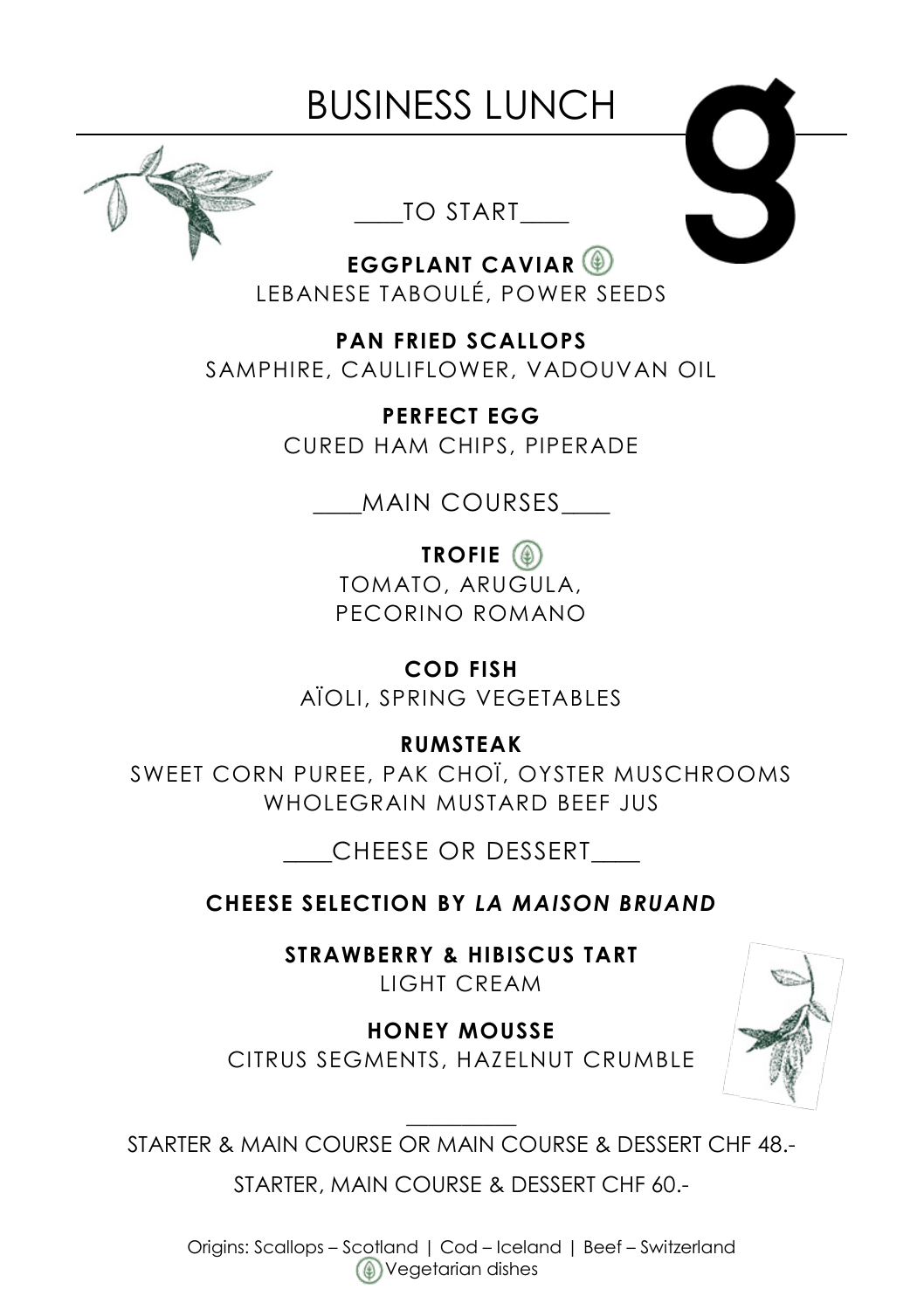# BUSINESS LUNCH

## ____TO START____

**EGGPLANT CAVIAR** 🌿
LEBANESE TABOULÉ, POWER SEEDS

**PAN FRIED SCALLOPS**
SAMPHIRE, CAULIFLOWER, VADOUVAN OIL

**PERFECT EGG**
CURED HAM CHIPS, PIPERADE

## ____MAIN COURSES____

**TROFIE** 🌿
TOMATO, ARUGULA,
PECORINO ROMANO

**COD FISH**
AÏOLI, SPRING VEGETABLES

**RUMSTEAK**
SWEET CORN PUREE, PAK CHOÏ, OYSTER MUSCHROOMS
WHOLEGRAIN MUSTARD BEEF JUS

## ____CHEESE OR DESSERT____

**CHEESE SELECTION BY *LA MAISON BRUAND***

**STRAWBERRY & HIBISCUS TART**
LIGHT CREAM

**HONEY MOUSSE**
CITRUS SEGMENTS, HAZELNUT CRUMBLE

STARTER & MAIN COURSE OR MAIN COURSE & DESSERT CHF 48.-

STARTER, MAIN COURSE & DESSERT CHF 60.-

Origins: Scallops – Scotland | Cod – Iceland | Beef – Switzerland

🌿 Vegetarian dishes